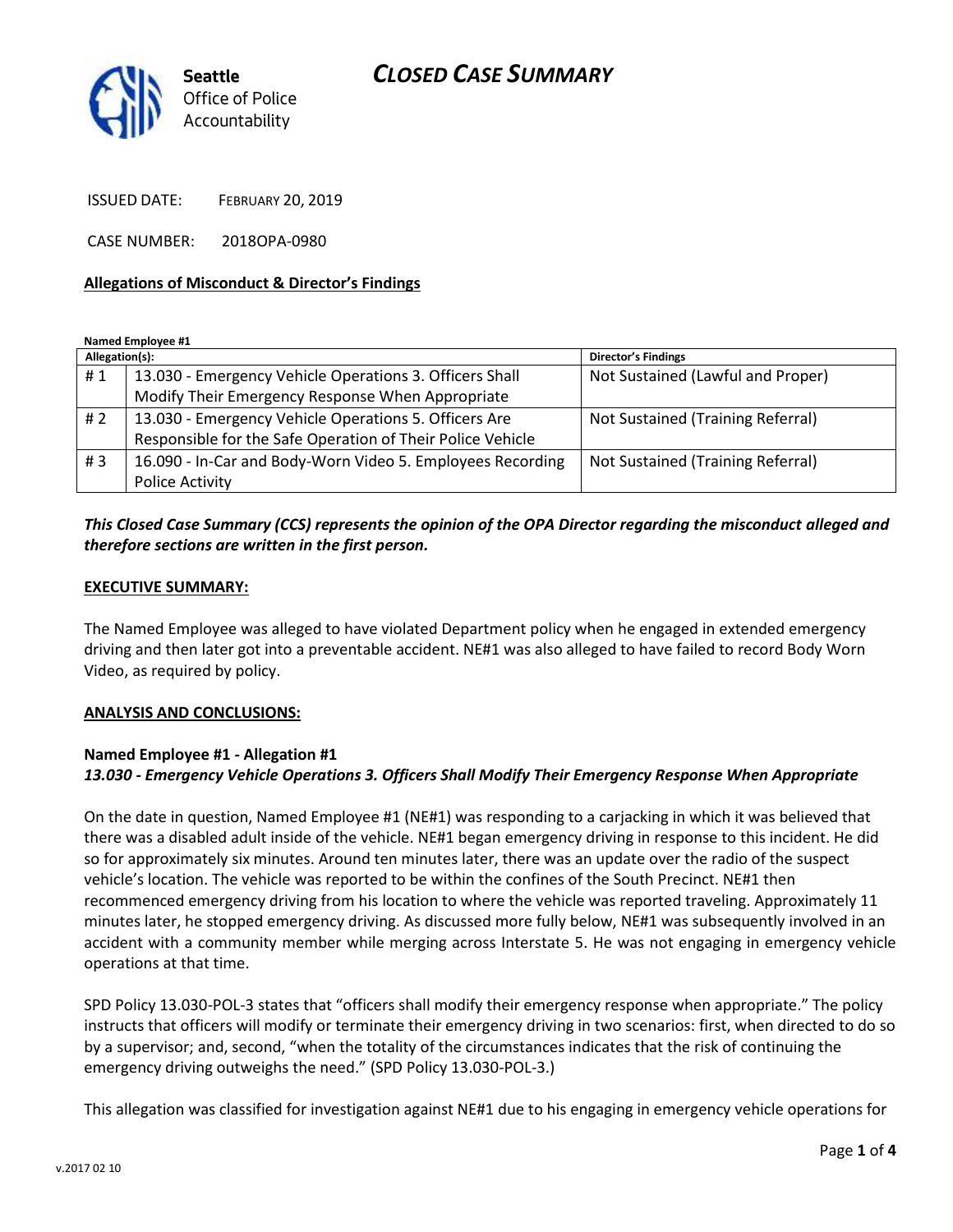Seattle Office of Police Accountability

# CLOSED CASE SUMMARY

ISSUED DATE: FEBRUARY 20, 2019

CASE NUMBER: 2018OPA-0980

**Allegations of Misconduct & Director's Findings**

**Named Employee #1**

| Allegation(s): | | Director's Findings |
|---|---|---|
| # 1 | 13.030 - Emergency Vehicle Operations 3. Officers Shall Modify Their Emergency Response When Appropriate | Not Sustained (Lawful and Proper) |
| # 2 | 13.030 - Emergency Vehicle Operations 5. Officers Are Responsible for the Safe Operation of Their Police Vehicle | Not Sustained (Training Referral) |
| # 3 | 16.090 - In-Car and Body-Worn Video 5. Employees Recording Police Activity | Not Sustained (Training Referral) |

***This Closed Case Summary (CCS) represents the opinion of the OPA Director regarding the misconduct alleged and therefore sections are written in the first person.***

**EXECUTIVE SUMMARY:**

The Named Employee was alleged to have violated Department policy when he engaged in extended emergency driving and then later got into a preventable accident. NE#1 was also alleged to have failed to record Body Worn Video, as required by policy.

**ANALYSIS AND CONCLUSIONS:**

**Named Employee #1 - Allegation #1**
***13.030 - Emergency Vehicle Operations 3. Officers Shall Modify Their Emergency Response When Appropriate***

On the date in question, Named Employee #1 (NE#1) was responding to a carjacking in which it was believed that there was a disabled adult inside of the vehicle. NE#1 began emergency driving in response to this incident. He did so for approximately six minutes. Around ten minutes later, there was an update over the radio of the suspect vehicle's location. The vehicle was reported to be within the confines of the South Precinct. NE#1 then recommenced emergency driving from his location to where the vehicle was reported traveling. Approximately 11 minutes later, he stopped emergency driving. As discussed more fully below, NE#1 was subsequently involved in an accident with a community member while merging across Interstate 5. He was not engaging in emergency vehicle operations at that time.

SPD Policy 13.030-POL-3 states that "officers shall modify their emergency response when appropriate." The policy instructs that officers will modify or terminate their emergency driving in two scenarios: first, when directed to do so by a supervisor; and, second, "when the totality of the circumstances indicates that the risk of continuing the emergency driving outweighs the need." (SPD Policy 13.030-POL-3.)

This allegation was classified for investigation against NE#1 due to his engaging in emergency vehicle operations for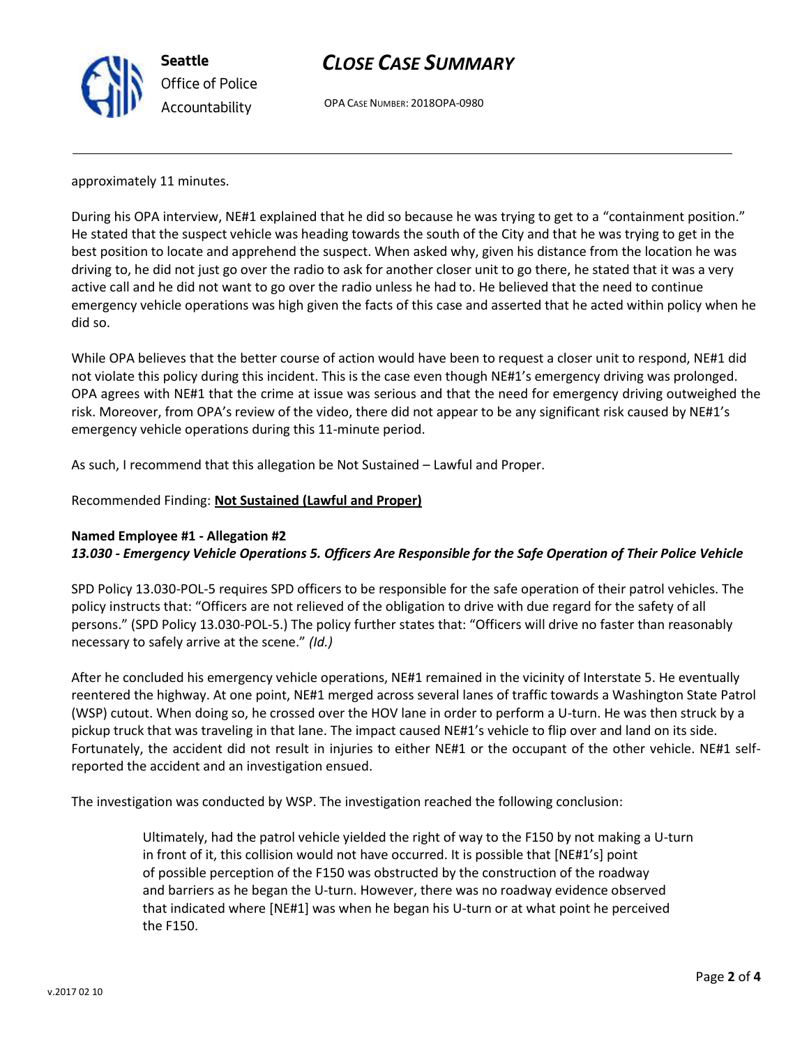approximately 11 minutes.

During his OPA interview, NE#1 explained that he did so because he was trying to get to a "containment position." He stated that the suspect vehicle was heading towards the south of the City and that he was trying to get in the best position to locate and apprehend the suspect. When asked why, given his distance from the location he was driving to, he did not just go over the radio to ask for another closer unit to go there, he stated that it was a very active call and he did not want to go over the radio unless he had to. He believed that the need to continue emergency vehicle operations was high given the facts of this case and asserted that he acted within policy when he did so.

While OPA believes that the better course of action would have been to request a closer unit to respond, NE#1 did not violate this policy during this incident. This is the case even though NE#1's emergency driving was prolonged. OPA agrees with NE#1 that the crime at issue was serious and that the need for emergency driving outweighed the risk. Moreover, from OPA's review of the video, there did not appear to be any significant risk caused by NE#1's emergency vehicle operations during this 11-minute period.

As such, I recommend that this allegation be Not Sustained – Lawful and Proper.

Recommended Finding: **Not Sustained (Lawful and Proper)**

**Named Employee #1 - Allegation #2**
***13.030 - Emergency Vehicle Operations 5. Officers Are Responsible for the Safe Operation of Their Police Vehicle***

SPD Policy 13.030-POL-5 requires SPD officers to be responsible for the safe operation of their patrol vehicles. The policy instructs that: "Officers are not relieved of the obligation to drive with due regard for the safety of all persons." (SPD Policy 13.030-POL-5.) The policy further states that: "Officers will drive no faster than reasonably necessary to safely arrive at the scene." *(Id.)*

After he concluded his emergency vehicle operations, NE#1 remained in the vicinity of Interstate 5. He eventually reentered the highway. At one point, NE#1 merged across several lanes of traffic towards a Washington State Patrol (WSP) cutout. When doing so, he crossed over the HOV lane in order to perform a U-turn. He was then struck by a pickup truck that was traveling in that lane. The impact caused NE#1's vehicle to flip over and land on its side. Fortunately, the accident did not result in injuries to either NE#1 or the occupant of the other vehicle. NE#1 self-reported the accident and an investigation ensued.

The investigation was conducted by WSP. The investigation reached the following conclusion:

> Ultimately, had the patrol vehicle yielded the right of way to the F150 by not making a U-turn in front of it, this collision would not have occurred. It is possible that [NE#1's] point of possible perception of the F150 was obstructed by the construction of the roadway and barriers as he began the U-turn. However, there was no roadway evidence observed that indicated where [NE#1] was when he began his U-turn or at what point he perceived the F150.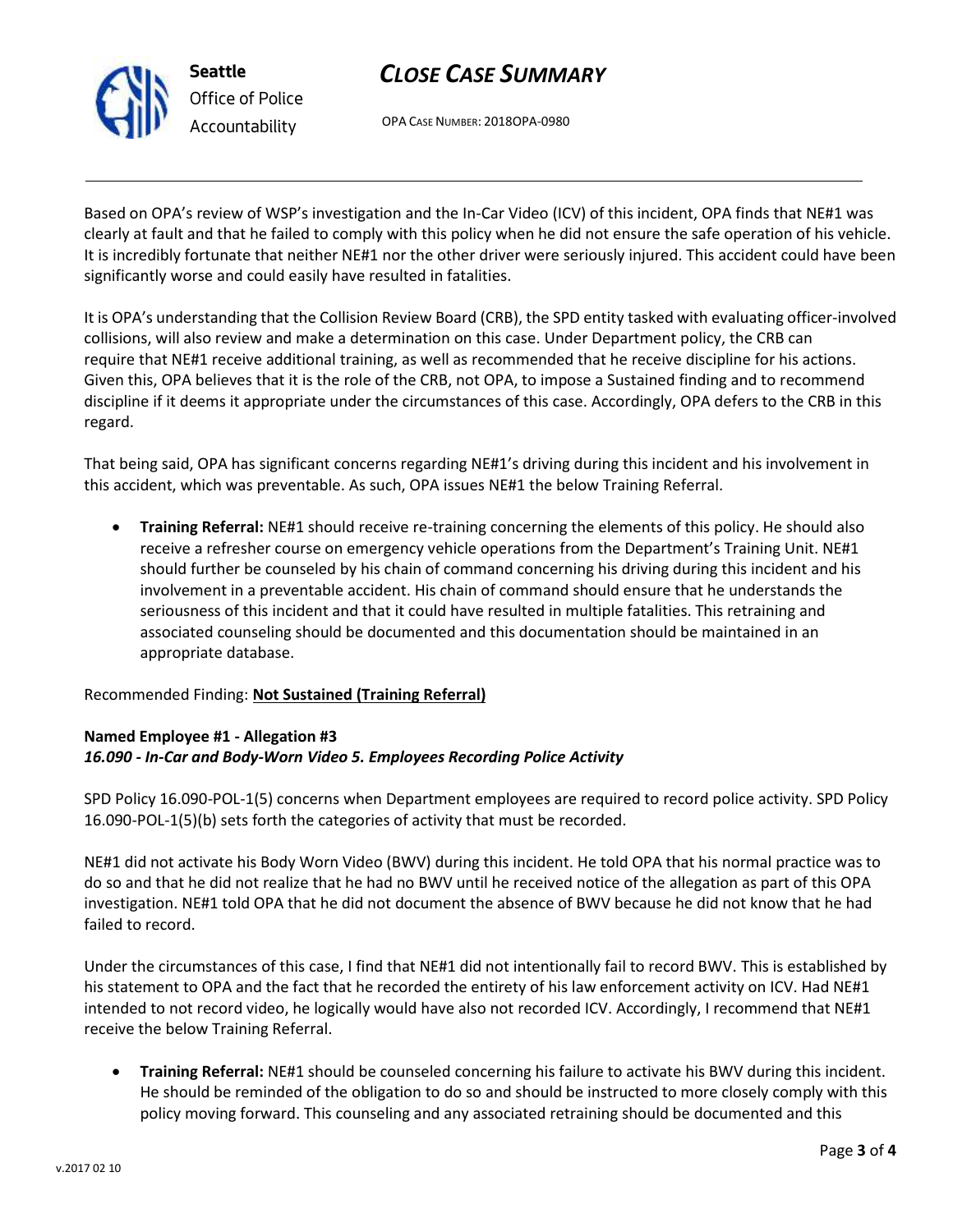Based on OPA's review of WSP's investigation and the In-Car Video (ICV) of this incident, OPA finds that NE#1 was clearly at fault and that he failed to comply with this policy when he did not ensure the safe operation of his vehicle. It is incredibly fortunate that neither NE#1 nor the other driver were seriously injured. This accident could have been significantly worse and could easily have resulted in fatalities.

It is OPA's understanding that the Collision Review Board (CRB), the SPD entity tasked with evaluating officer-involved collisions, will also review and make a determination on this case. Under Department policy, the CRB can require that NE#1 receive additional training, as well as recommended that he receive discipline for his actions. Given this, OPA believes that it is the role of the CRB, not OPA, to impose a Sustained finding and to recommend discipline if it deems it appropriate under the circumstances of this case. Accordingly, OPA defers to the CRB in this regard.

That being said, OPA has significant concerns regarding NE#1's driving during this incident and his involvement in this accident, which was preventable. As such, OPA issues NE#1 the below Training Referral.

- **Training Referral:** NE#1 should receive re-training concerning the elements of this policy. He should also receive a refresher course on emergency vehicle operations from the Department's Training Unit. NE#1 should further be counseled by his chain of command concerning his driving during this incident and his involvement in a preventable accident. His chain of command should ensure that he understands the seriousness of this incident and that it could have resulted in multiple fatalities. This retraining and associated counseling should be documented and this documentation should be maintained in an appropriate database.

Recommended Finding: **Not Sustained (Training Referral)**

**Named Employee #1 - Allegation #3**
***16.090 - In-Car and Body-Worn Video 5. Employees Recording Police Activity***

SPD Policy 16.090-POL-1(5) concerns when Department employees are required to record police activity. SPD Policy 16.090-POL-1(5)(b) sets forth the categories of activity that must be recorded.

NE#1 did not activate his Body Worn Video (BWV) during this incident. He told OPA that his normal practice was to do so and that he did not realize that he had no BWV until he received notice of the allegation as part of this OPA investigation. NE#1 told OPA that he did not document the absence of BWV because he did not know that he had failed to record.

Under the circumstances of this case, I find that NE#1 did not intentionally fail to record BWV. This is established by his statement to OPA and the fact that he recorded the entirety of his law enforcement activity on ICV. Had NE#1 intended to not record video, he logically would have also not recorded ICV. Accordingly, I recommend that NE#1 receive the below Training Referral.

- **Training Referral:** NE#1 should be counseled concerning his failure to activate his BWV during this incident. He should be reminded of the obligation to do so and should be instructed to more closely comply with this policy moving forward. This counseling and any associated retraining should be documented and this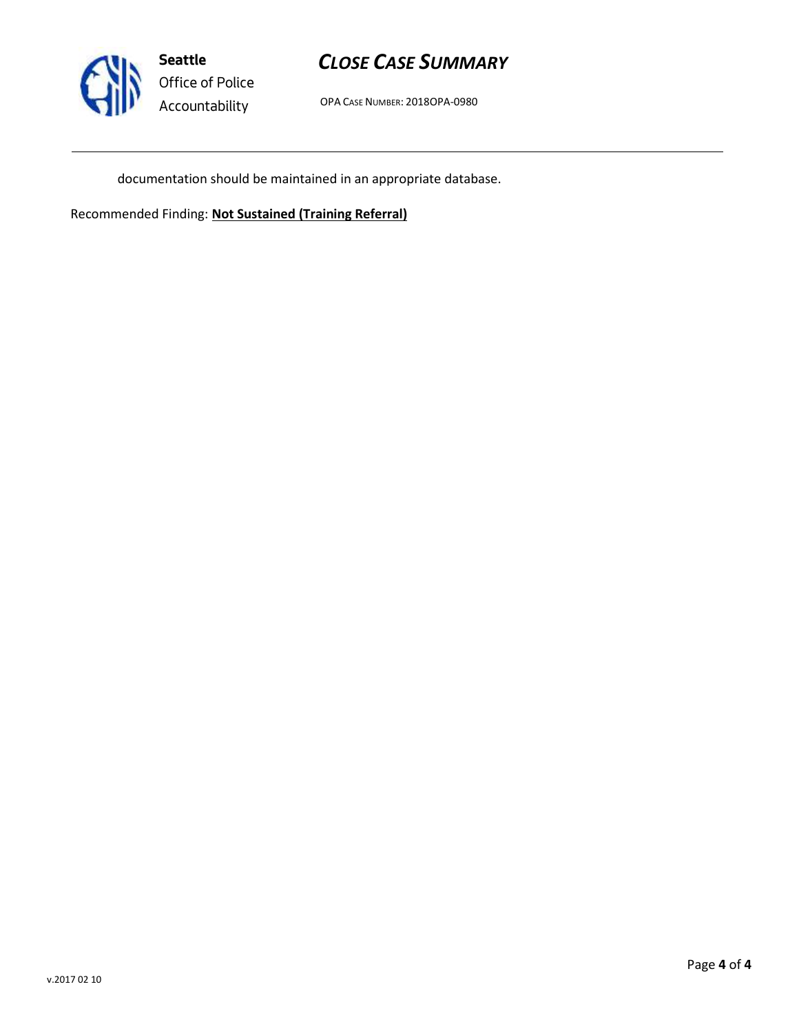documentation should be maintained in an appropriate database.

Recommended Finding: **Not Sustained (Training Referral)**